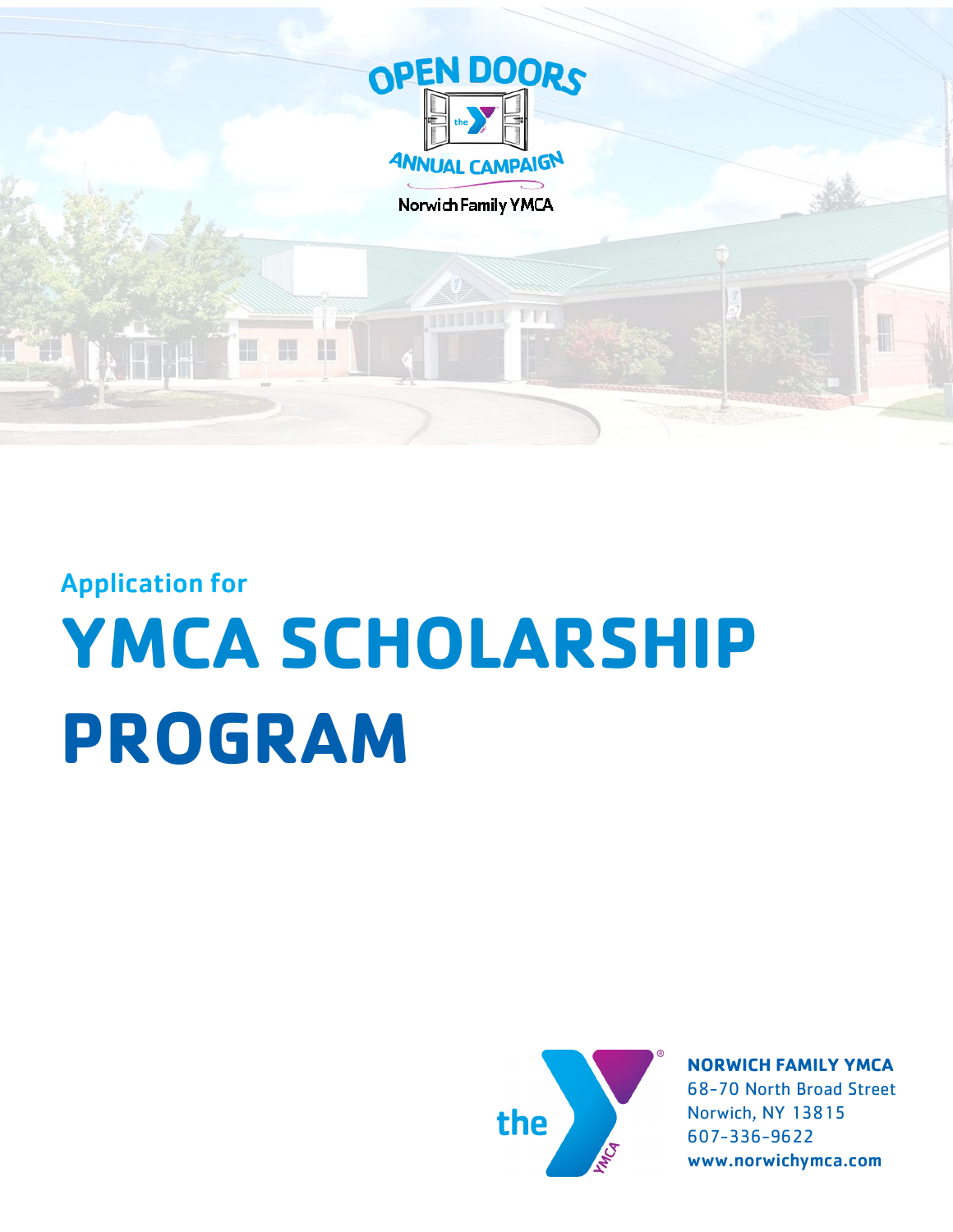OPEN DOORS

ANNUAL CAMPAIGN

Norwich Family YMCA

Application for

# YMCA SCHOLARSHIP PROGRAM

**NORWICH FAMILY YMCA**
68-70 North Broad Street
Norwich, NY 13815
607-336-9622
**www.norwichymca.com**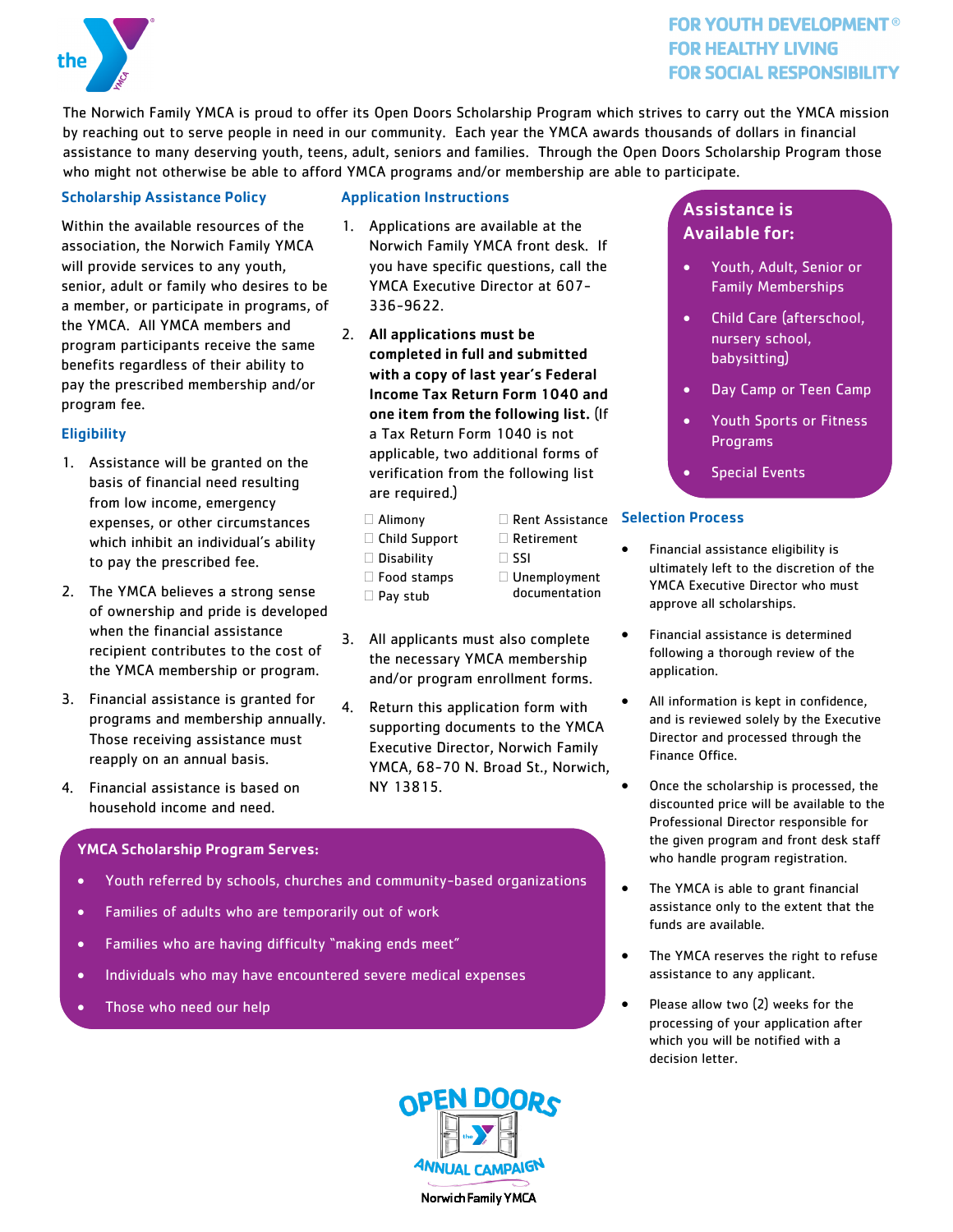FOR YOUTH DEVELOPMENT®
FOR HEALTHY LIVING
FOR SOCIAL RESPONSIBILITY

The Norwich Family YMCA is proud to offer its Open Doors Scholarship Program which strives to carry out the YMCA mission by reaching out to serve people in need in our community. Each year the YMCA awards thousands of dollars in financial assistance to many deserving youth, teens, adult, seniors and families. Through the Open Doors Scholarship Program those who might not otherwise be able to afford YMCA programs and/or membership are able to participate.

## Scholarship Assistance Policy

Within the available resources of the association, the Norwich Family YMCA will provide services to any youth, senior, adult or family who desires to be a member, or participate in programs, of the YMCA. All YMCA members and program participants receive the same benefits regardless of their ability to pay the prescribed membership and/or program fee.

## Eligibility

1. Assistance will be granted on the basis of financial need resulting from low income, emergency expenses, or other circumstances which inhibit an individual's ability to pay the prescribed fee.
2. The YMCA believes a strong sense of ownership and pride is developed when the financial assistance recipient contributes to the cost of the YMCA membership or program.
3. Financial assistance is granted for programs and membership annually. Those receiving assistance must reapply on an annual basis.
4. Financial assistance is based on household income and need.

## Application Instructions

1. Applications are available at the Norwich Family YMCA front desk. If you have specific questions, call the YMCA Executive Director at 607-336-9622.
2. **All applications must be completed in full and submitted with a copy of last year's Federal Income Tax Return Form 1040 and one item from the following list.** (If a Tax Return Form 1040 is not applicable, two additional forms of verification from the following list are required.)
   - ☐ Alimony
   - ☐ Child Support
   - ☐ Disability
   - ☐ Food stamps
   - ☐ Pay stub
   - ☐ Rent Assistance
   - ☐ Retirement
   - ☐ SSI
   - ☐ Unemployment documentation
3. All applicants must also complete the necessary YMCA membership and/or program enrollment forms.
4. Return this application form with supporting documents to the YMCA Executive Director, Norwich Family YMCA, 68-70 N. Broad St., Norwich, NY 13815.

## Assistance is Available for:

- Youth, Adult, Senior or Family Memberships
- Child Care (afterschool, nursery school, babysitting)
- Day Camp or Teen Camp
- Youth Sports or Fitness Programs
- Special Events

## Selection Process

- Financial assistance eligibility is ultimately left to the discretion of the YMCA Executive Director who must approve all scholarships.
- Financial assistance is determined following a thorough review of the application.
- All information is kept in confidence, and is reviewed solely by the Executive Director and processed through the Finance Office.
- Once the scholarship is processed, the discounted price will be available to the Professional Director responsible for the given program and front desk staff who handle program registration.
- The YMCA is able to grant financial assistance only to the extent that the funds are available.
- The YMCA reserves the right to refuse assistance to any applicant.
- Please allow two (2) weeks for the processing of your application after which you will be notified with a decision letter.

## YMCA Scholarship Program Serves:

- Youth referred by schools, churches and community-based organizations
- Families of adults who are temporarily out of work
- Families who are having difficulty "making ends meet"
- Individuals who may have encountered severe medical expenses
- Those who need our help

OPEN DOORS ANNUAL CAMPAIGN
Norwich Family YMCA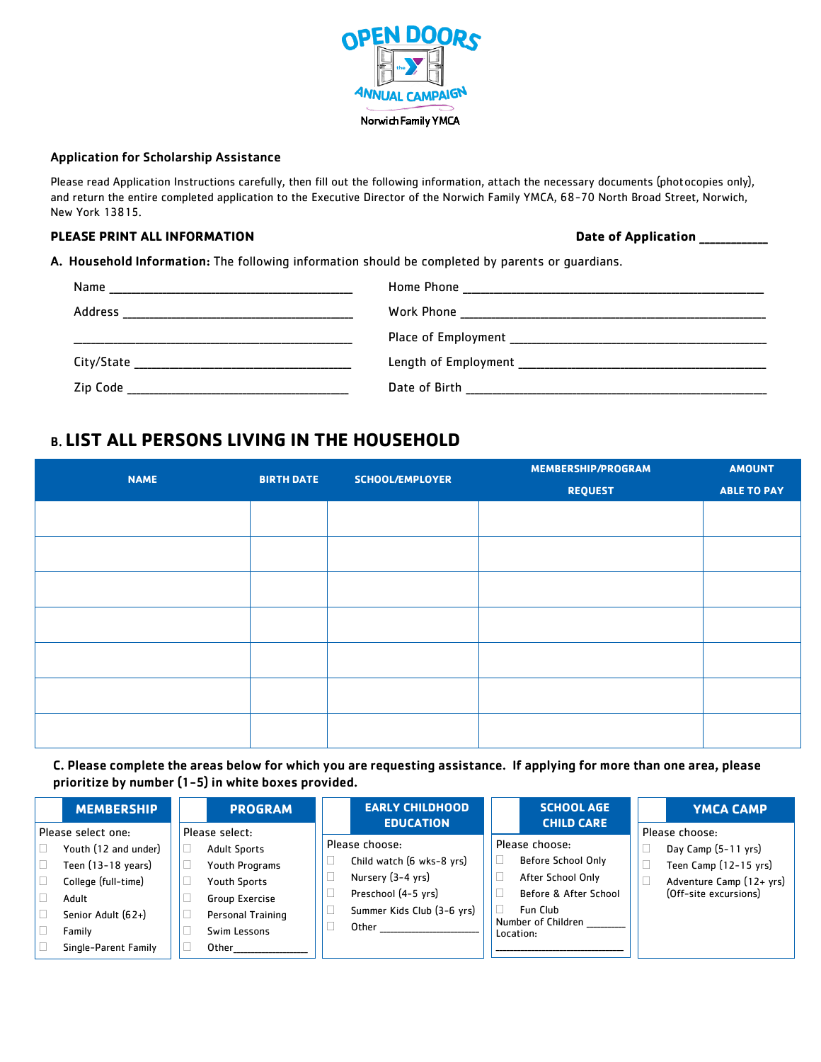OPEN DOORS

ANNUAL CAMPAIGN

Norwich Family YMCA

**Application for Scholarship Assistance**

Please read Application Instructions carefully, then fill out the following information, attach the necessary documents (photocopies only), and return the entire completed application to the Executive Director of the Norwich Family YMCA, 68-70 North Broad Street, Norwich, New York 13815.

**PLEASE PRINT ALL INFORMATION** **Date of Application** __________

**A. Household Information:** The following information should be completed by parents or guardians.

Name ______________________________________

Address ____________________________________

___________________________________________

City/State __________________________________

Zip Code ___________________________________

Home Phone ________________________________________

Work Phone ________________________________________

Place of Employment __________________________________

Length of Employment _________________________________

Date of Birth _______________________________________

## B. LIST ALL PERSONS LIVING IN THE HOUSEHOLD

| NAME | BIRTH DATE | SCHOOL/EMPLOYER | MEMBERSHIP/PROGRAM REQUEST | AMOUNT ABLE TO PAY |
|---|---|---|---|---|
| | | | | |
| | | | | |
| | | | | |
| | | | | |
| | | | | |
| | | | | |
| | | | | |

**C. Please complete the areas below for which you are requesting assistance. If applying for more than one area, please prioritize by number (1-5) in white boxes provided.**

**MEMBERSHIP**

Please select one:

- ☐ Youth (12 and under)
- ☐ Teen (13-18 years)
- ☐ College (full-time)
- ☐ Adult
- ☐ Senior Adult (62+)
- ☐ Family
- ☐ Single-Parent Family

**PROGRAM**

Please select:

- ☐ Adult Sports
- ☐ Youth Programs
- ☐ Youth Sports
- ☐ Group Exercise
- ☐ Personal Training
- ☐ Swim Lessons
- ☐ Other______________

**EARLY CHILDHOOD EDUCATION**

Please choose:

- ☐ Child watch (6 wks-8 yrs)
- ☐ Nursery (3-4 yrs)
- ☐ Preschool (4-5 yrs)
- ☐ Summer Kids Club (3-6 yrs)
- ☐ Other __________________

**SCHOOL AGE CHILD CARE**

Please choose:

- ☐ Before School Only
- ☐ After School Only
- ☐ Before & After School
- ☐ Fun Club

Number of Children _______

Location:

_______________________

**YMCA CAMP**

Please choose:

- ☐ Day Camp (5-11 yrs)
- ☐ Teen Camp (12-15 yrs)
- ☐ Adventure Camp (12+ yrs) (Off-site excursions)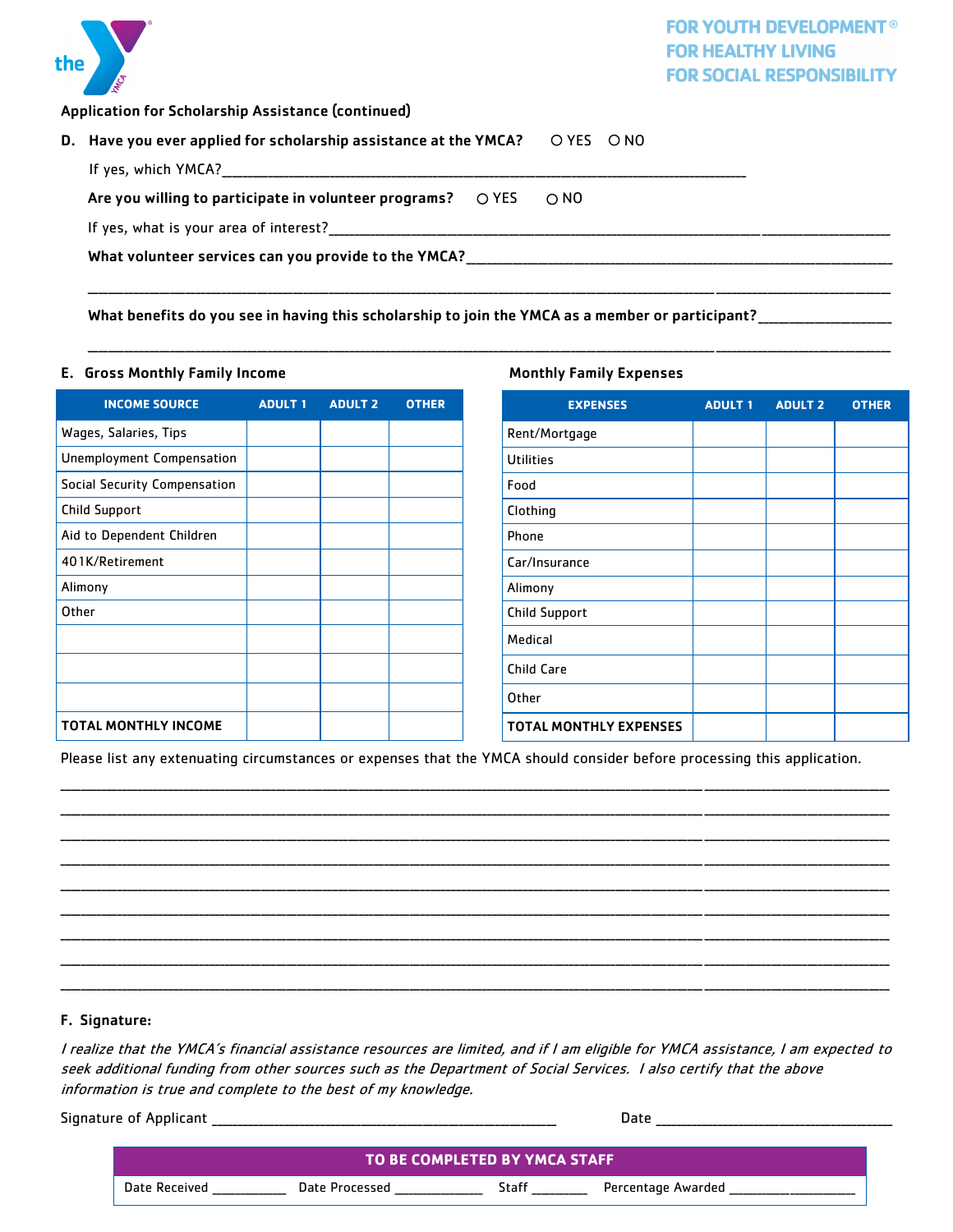FOR YOUTH DEVELOPMENT®
FOR HEALTHY LIVING
FOR SOCIAL RESPONSIBILITY

**Application for Scholarship Assistance (continued)**

**D. Have you ever applied for scholarship assistance at the YMCA?** ○ YES ○ NO

If yes, which YMCA?________________________________________________________________

**Are you willing to participate in volunteer programs?** ○ YES ○ NO

If yes, what is your area of interest?_______________________________________________________

**What volunteer services can you provide to the YMCA?**____________________________________________

_____________________________________________________________________________________

**What benefits do you see in having this scholarship to join the YMCA as a member or participant?**______________

_____________________________________________________________________________________

**E. Gross Monthly Family Income**

| INCOME SOURCE | ADULT 1 | ADULT 2 | OTHER |
|---|---|---|---|
| Wages, Salaries, Tips | | | |
| Unemployment Compensation | | | |
| Social Security Compensation | | | |
| Child Support | | | |
| Aid to Dependent Children | | | |
| 401K/Retirement | | | |
| Alimony | | | |
| Other | | | |
| | | | |
| | | | |
| | | | |
| **TOTAL MONTHLY INCOME** | | | |

**Monthly Family Expenses**

| EXPENSES | ADULT 1 | ADULT 2 | OTHER |
|---|---|---|---|
| Rent/Mortgage | | | |
| Utilities | | | |
| Food | | | |
| Clothing | | | |
| Phone | | | |
| Car/Insurance | | | |
| Alimony | | | |
| Child Support | | | |
| Medical | | | |
| Child Care | | | |
| Other | | | |
| **TOTAL MONTHLY EXPENSES** | | | |

Please list any extenuating circumstances or expenses that the YMCA should consider before processing this application.

_____________________________________________________________________________________

_____________________________________________________________________________________

_____________________________________________________________________________________

_____________________________________________________________________________________

_____________________________________________________________________________________

_____________________________________________________________________________________

_____________________________________________________________________________________

_____________________________________________________________________________________

_____________________________________________________________________________________

**F. Signature:**

*I realize that the YMCA's financial assistance resources are limited, and if I am eligible for YMCA assistance, I am expected to seek additional funding from other sources such as the Department of Social Services. I also certify that the above information is true and complete to the best of my knowledge.*

Signature of Applicant ____________________________________ Date __________________________

| TO BE COMPLETED BY YMCA STAFF | | | |
|---|---|---|---|
| Date Received __________ | Date Processed ____________ | Staff ________ | Percentage Awarded _______________ |